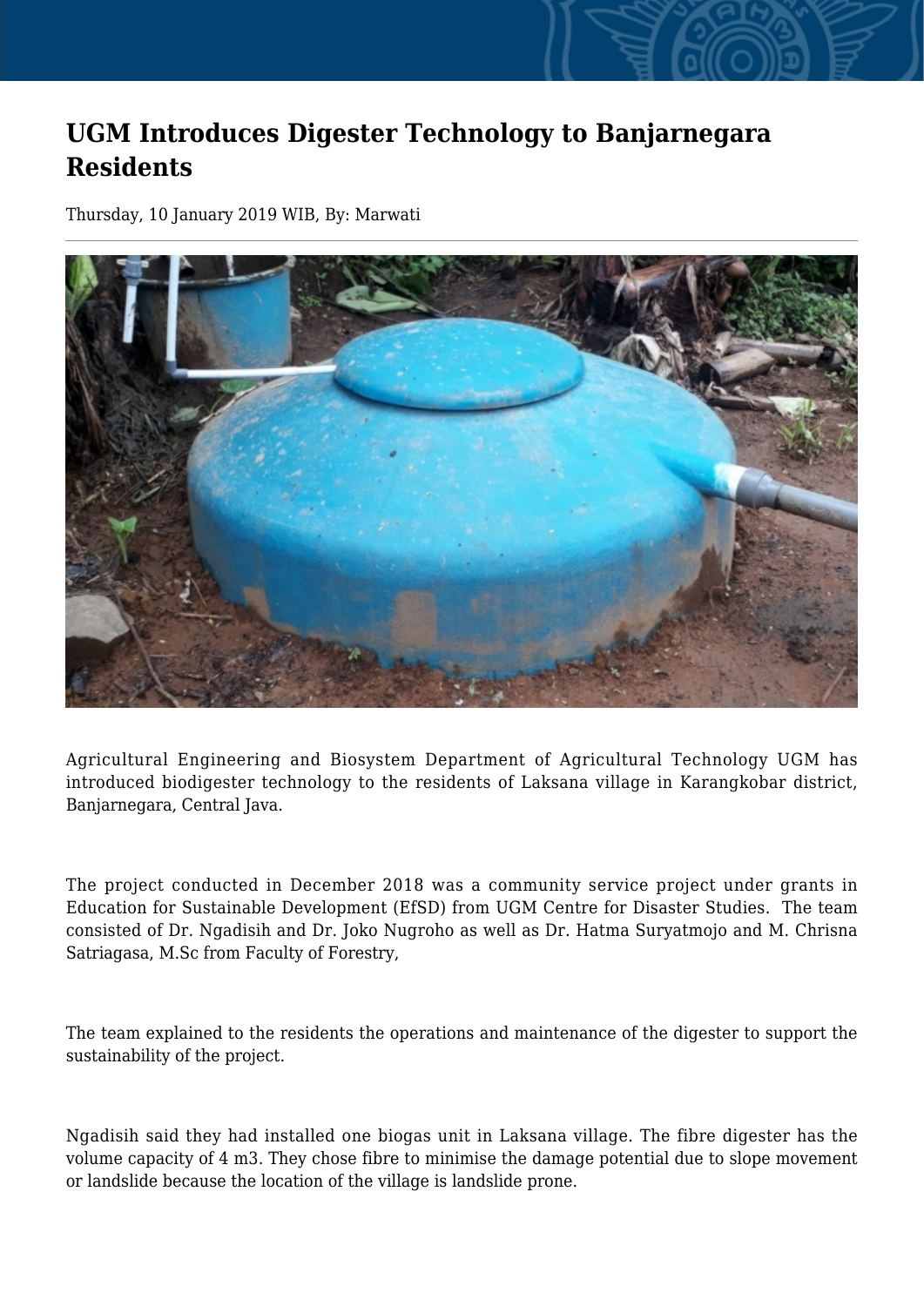# UGM Introduces Digester Technology to Banjarnegara Residents

Thursday, 10 January 2019 WIB, By: Marwati

Agricultural Engineering and Biosystem Department of Agricultural Technology UGM has introduced biodigester technology to the residents of Laksana village in Karangkobar district, Banjarnegara, Central Java.

The project conducted in December 2018 was a community service project under grants in Education for Sustainable Development (EfSD) from UGM Centre for Disaster Studies. The team consisted of Dr. Ngadisih and Dr. Joko Nugroho as well as Dr. Hatma Suryatmojo and M. Chrisna Satriagasa, M.Sc from Faculty of Forestry,

The team explained to the residents the operations and maintenance of the digester to support the sustainability of the project.

Ngadisih said they had installed one biogas unit in Laksana village. The fibre digester has the volume capacity of 4 m3. They chose fibre to minimise the damage potential due to slope movement or landslide because the location of the village is landslide prone.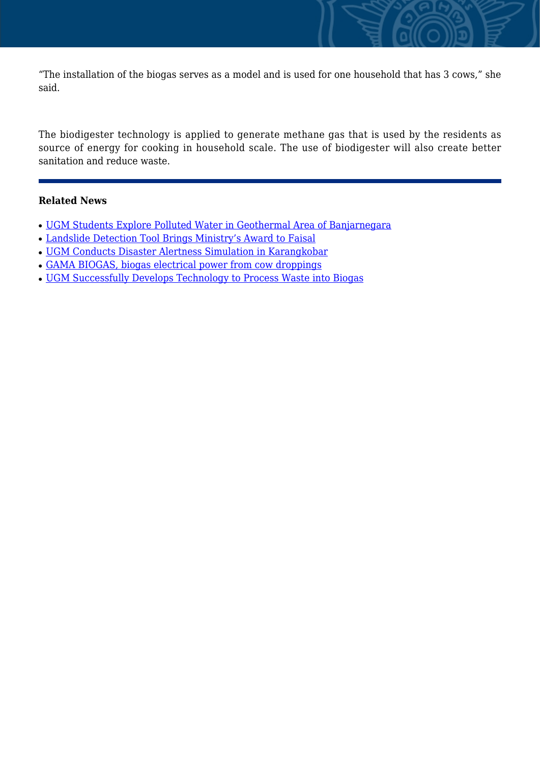"The installation of the biogas serves as a model and is used for one household that has 3 cows," she said.

The biodigester technology is applied to generate methane gas that is used by the residents as source of energy for cooking in household scale. The use of biodigester will also create better sanitation and reduce waste.

**Related News**

- UGM Students Explore Polluted Water in Geothermal Area of Banjarnegara
- Landslide Detection Tool Brings Ministry's Award to Faisal
- UGM Conducts Disaster Alertness Simulation in Karangkobar
- GAMA BIOGAS, biogas electrical power from cow droppings
- UGM Successfully Develops Technology to Process Waste into Biogas